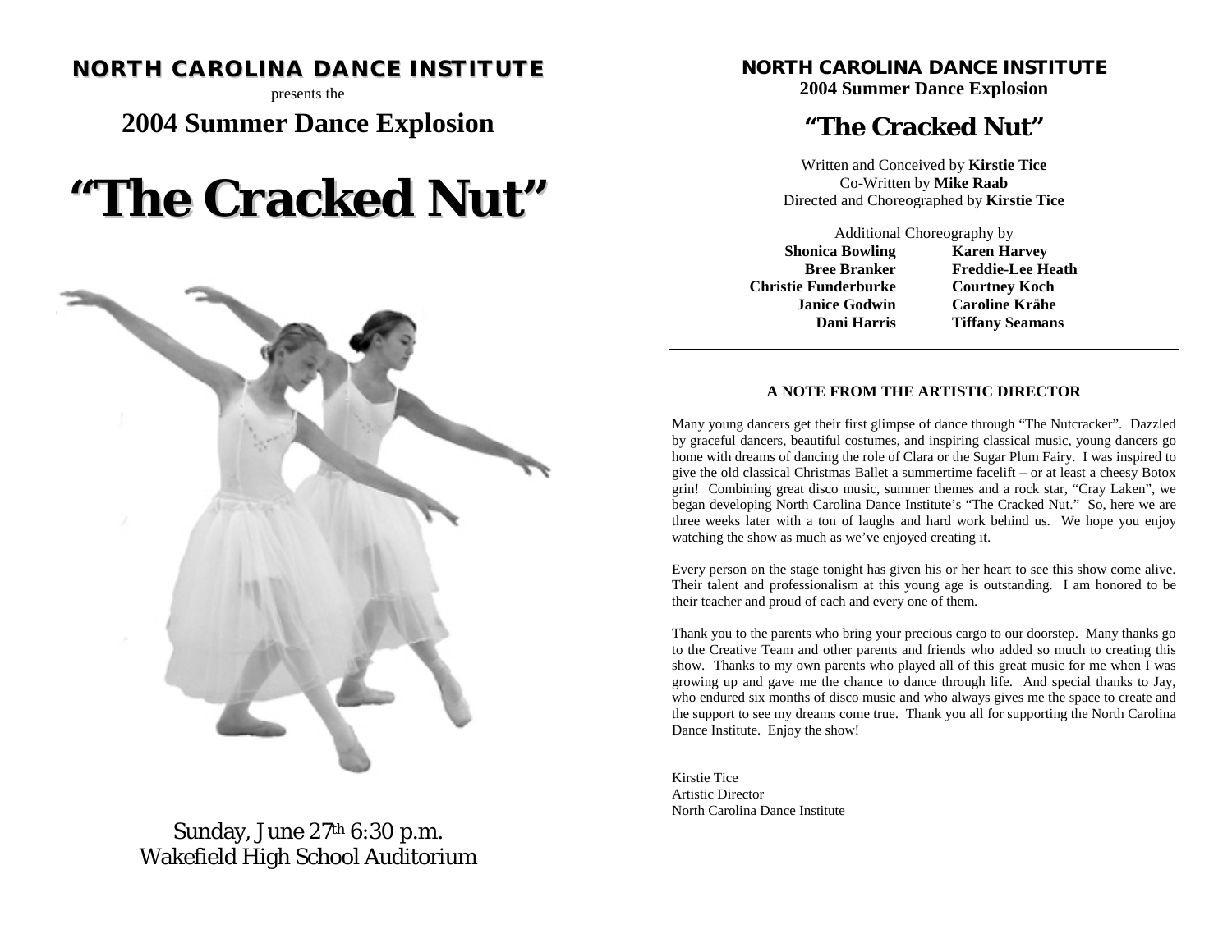# NORTH CAROLINA DANCE INSTITUTE

presents the

## 2004 Summer Dance Explosion

# "The Cracked Nut"

Sunday, June 27th 6:30 p.m.
Wakefield High School Auditorium

**NORTH CAROLINA DANCE INSTITUTE**
**2004 Summer Dance Explosion**

## "The Cracked Nut"

Written and Conceived by **Kirstie Tice**
Co-Written by **Mike Raab**
Directed and Choreographed by **Kirstie Tice**

Additional Choreography by

| | |
|---|---|
| **Shonica Bowling** | **Karen Harvey** |
| **Bree Branker** | **Freddie-Lee Heath** |
| **Christie Funderburke** | **Courtney Koch** |
| **Janice Godwin** | **Caroline Krähe** |
| **Dani Harris** | **Tiffany Seamans** |

---

### A NOTE FROM THE ARTISTIC DIRECTOR

Many young dancers get their first glimpse of dance through "The Nutcracker". Dazzled by graceful dancers, beautiful costumes, and inspiring classical music, young dancers go home with dreams of dancing the role of Clara or the Sugar Plum Fairy. I was inspired to give the old classical Christmas Ballet a summertime facelift – or at least a cheesy Botox grin! Combining great disco music, summer themes and a rock star, "Cray Laken", we began developing North Carolina Dance Institute's "The Cracked Nut." So, here we are three weeks later with a ton of laughs and hard work behind us. We hope you enjoy watching the show as much as we've enjoyed creating it.

Every person on the stage tonight has given his or her heart to see this show come alive. Their talent and professionalism at this young age is outstanding. I am honored to be their teacher and proud of each and every one of them.

Thank you to the parents who bring your precious cargo to our doorstep. Many thanks go to the Creative Team and other parents and friends who added so much to creating this show. Thanks to my own parents who played all of this great music for me when I was growing up and gave me the chance to dance through life. And special thanks to Jay, who endured six months of disco music and who always gives me the space to create and the support to see my dreams come true. Thank you all for supporting the North Carolina Dance Institute. Enjoy the show!

Kirstie Tice
Artistic Director
North Carolina Dance Institute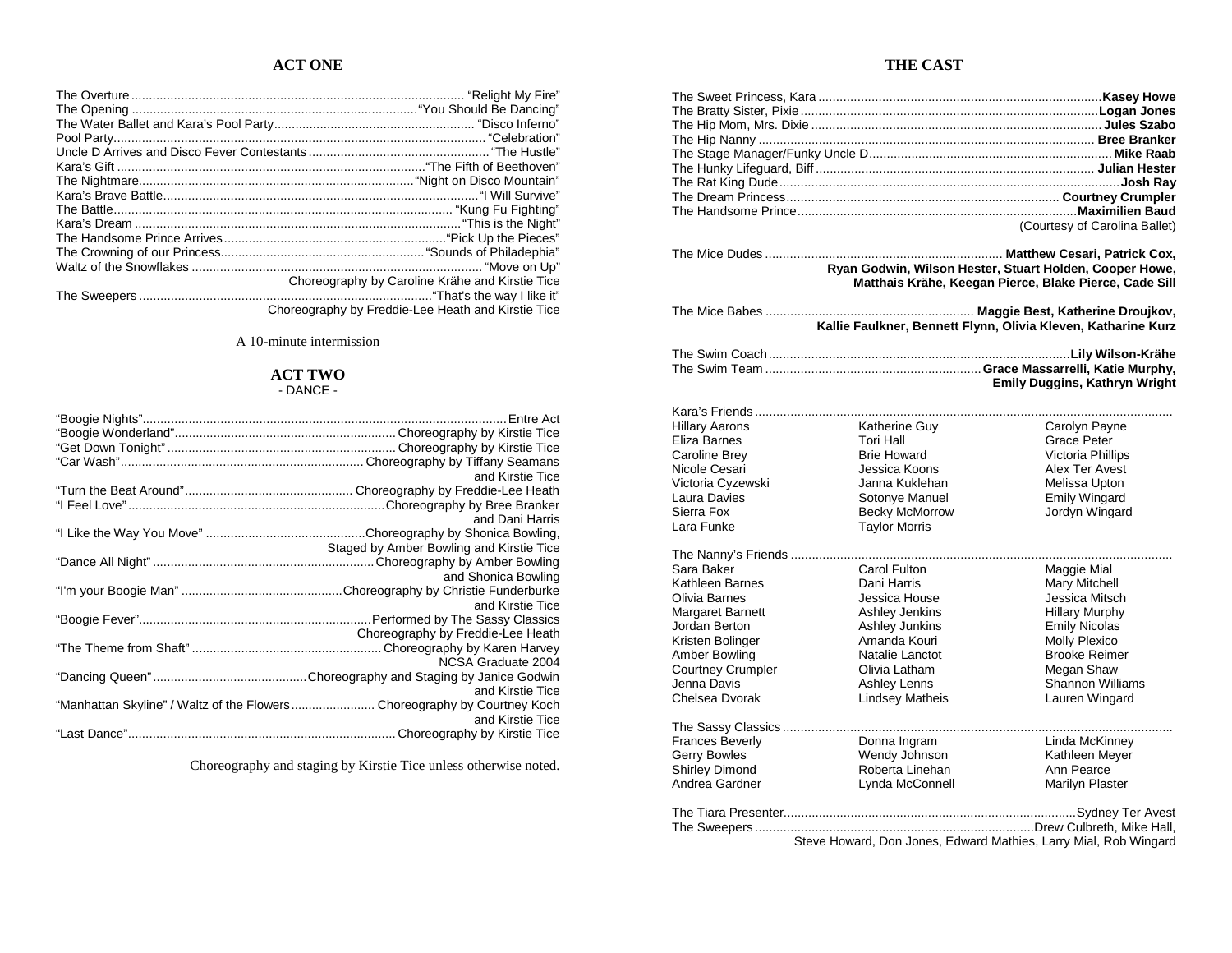## ACT ONE

The Overture ... "Relight My Fire"
The Opening ... "You Should Be Dancing"
The Water Ballet and Kara's Pool Party ... "Disco Inferno"
Pool Party ... "Celebration"
Uncle D Arrives and Disco Fever Contestants ... "The Hustle"
Kara's Gift ... "The Fifth of Beethoven"
The Nightmare ... "Night on Disco Mountain"
Kara's Brave Battle ... "I Will Survive"
The Battle ... "Kung Fu Fighting"
Kara's Dream ... "This is the Night"
The Handsome Prince Arrives ... "Pick Up the Pieces"
The Crowning of our Princess ... "Sounds of Philadephia"
Waltz of the Snowflakes ... "Move on Up"
Choreography by Caroline Krähe and Kirstie Tice
The Sweepers ... "That's the way I like it"
Choreography by Freddie-Lee Heath and Kirstie Tice

A 10-minute intermission

## ACT TWO
- DANCE -

"Boogie Nights" ... Entre Act
"Boogie Wonderland" ... Choreography by Kirstie Tice
"Get Down Tonight" ... Choreography by Kirstie Tice
"Car Wash" ... Choreography by Tiffany Seamans and Kirstie Tice
"Turn the Beat Around" ... Choreography by Freddie-Lee Heath
"I Feel Love" ... Choreography by Bree Branker and Dani Harris
"I Like the Way You Move" ... Choreography by Shonica Bowling, Staged by Amber Bowling and Kirstie Tice
"Dance All Night" ... Choreography by Amber Bowling and Shonica Bowling
"I'm your Boogie Man" ... Choreography by Christie Funderburke and Kirstie Tice
"Boogie Fever" ... Performed by The Sassy Classics, Choreography by Freddie-Lee Heath
"The Theme from Shaft" ... Choreography by Karen Harvey, NCSA Graduate 2004
"Dancing Queen" ... Choreography and Staging by Janice Godwin and Kirstie Tice
"Manhattan Skyline" / Waltz of the Flowers ... Choreography by Courtney Koch and Kirstie Tice
"Last Dance" ... Choreography by Kirstie Tice

Choreography and staging by Kirstie Tice unless otherwise noted.

## THE CAST

The Sweet Princess, Kara ... **Kasey Howe**
The Bratty Sister, Pixie ... **Logan Jones**
The Hip Mom, Mrs. Dixie ... **Jules Szabo**
The Hip Nanny ... **Bree Branker**
The Stage Manager/Funky Uncle D ... **Mike Raab**
The Hunky Lifeguard, Biff ... **Julian Hester**
The Rat King Dude ... **Josh Ray**
The Dream Princess ... **Courtney Crumpler**
The Handsome Prince ... **Maximilien Baud**
(Courtesy of Carolina Ballet)

The Mice Dudes ... **Matthew Cesari, Patrick Cox, Ryan Godwin, Wilson Hester, Stuart Holden, Cooper Howe, Matthais Krähe, Keegan Pierce, Blake Pierce, Cade Sill**

The Mice Babes ... **Maggie Best, Katherine Droujkov, Kallie Faulkner, Bennett Flynn, Olivia Kleven, Katharine Kurz**

The Swim Coach ... **Lily Wilson-Krähe**
The Swim Team ... **Grace Massarrelli, Katie Murphy, Emily Duggins, Kathryn Wright**

Kara's Friends ...

| | | |
|---|---|---|
| Hillary Aarons | Katherine Guy | Carolyn Payne |
| Eliza Barnes | Tori Hall | Grace Peter |
| Caroline Brey | Brie Howard | Victoria Phillips |
| Nicole Cesari | Jessica Koons | Alex Ter Avest |
| Victoria Cyzewski | Janna Kuklehan | Melissa Upton |
| Laura Davies | Sotonye Manuel | Emily Wingard |
| Sierra Fox | Becky McMorrow | Jordyn Wingard |
| Lara Funke | Taylor Morris | |

The Nanny's Friends ...

| | | |
|---|---|---|
| Sara Baker | Carol Fulton | Maggie Mial |
| Kathleen Barnes | Dani Harris | Mary Mitchell |
| Olivia Barnes | Jessica House | Jessica Mitsch |
| Margaret Barnett | Ashley Jenkins | Hillary Murphy |
| Jordan Berton | Ashley Junkins | Emily Nicolas |
| Kristen Bolinger | Amanda Kouri | Molly Plexico |
| Amber Bowling | Natalie Lanctot | Brooke Reimer |
| Courtney Crumpler | Olivia Latham | Megan Shaw |
| Jenna Davis | Ashley Lenns | Shannon Williams |
| Chelsea Dvorak | Lindsey Matheis | Lauren Wingard |

The Sassy Classics ...

| | | |
|---|---|---|
| Frances Beverly | Donna Ingram | Linda McKinney |
| Gerry Bowles | Wendy Johnson | Kathleen Meyer |
| Shirley Dimond | Roberta Linehan | Ann Pearce |
| Andrea Gardner | Lynda McConnell | Marilyn Plaster |

The Tiara Presenter ... Sydney Ter Avest
The Sweepers ... Drew Culbreth, Mike Hall, Steve Howard, Don Jones, Edward Mathies, Larry Mial, Rob Wingard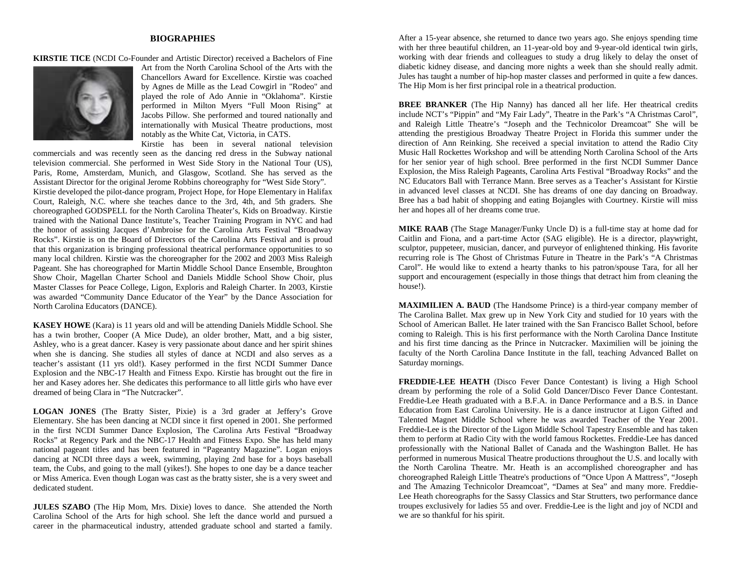## BIOGRAPHIES

**KIRSTIE TICE** (NCDI Co-Founder and Artistic Director) received a Bachelors of Fine Art from the North Carolina School of the Arts with the Chancellors Award for Excellence. Kirstie was coached by Agnes de Mille as the Lead Cowgirl in "Rodeo" and played the role of Ado Annie in "Oklahoma". Kirstie performed in Milton Myers "Full Moon Rising" at Jacobs Pillow. She performed and toured nationally and internationally with Musical Theatre productions, most notably as the White Cat, Victoria, in CATS. Kirstie has been in several national television commercials and was recently seen as the dancing red dress in the Subway national television commercial. She performed in West Side Story in the National Tour (US), Paris, Rome, Amsterdam, Munich, and Glasgow, Scotland. She has served as the Assistant Director for the original Jerome Robbins choreography for "West Side Story". Kirstie developed the pilot-dance program, Project Hope, for Hope Elementary in Halifax Court, Raleigh, N.C. where she teaches dance to the 3rd, 4th, and 5th graders. She choreographed GODSPELL for the North Carolina Theater's, Kids on Broadway. Kirstie trained with the National Dance Institute's, Teacher Training Program in NYC and had the honor of assisting Jacques d'Ambroise for the Carolina Arts Festival "Broadway Rocks". Kirstie is on the Board of Directors of the Carolina Arts Festival and is proud that this organization is bringing professional theatrical performance opportunities to so many local children. Kirstie was the choreographer for the 2002 and 2003 Miss Raleigh Pageant. She has choreographed for Martin Middle School Dance Ensemble, Broughton Show Choir, Magellan Charter School and Daniels Middle School Show Choir, plus Master Classes for Peace College, Ligon, Exploris and Raleigh Charter. In 2003, Kirstie was awarded "Community Dance Educator of the Year" by the Dance Association for North Carolina Educators (DANCE).

**KASEY HOWE** (Kara) is 11 years old and will be attending Daniels Middle School. She has a twin brother, Cooper (A Mice Dude), an older brother, Matt, and a big sister, Ashley, who is a great dancer. Kasey is very passionate about dance and her spirit shines when she is dancing. She studies all styles of dance at NCDI and also serves as a teacher's assistant (11 yrs old!). Kasey performed in the first NCDI Summer Dance Explosion and the NBC-17 Health and Fitness Expo. Kirstie has brought out the fire in her and Kasey adores her. She dedicates this performance to all little girls who have ever dreamed of being Clara in "The Nutcracker".

**LOGAN JONES** (The Bratty Sister, Pixie) is a 3rd grader at Jeffery's Grove Elementary. She has been dancing at NCDI since it first opened in 2001. She performed in the first NCDI Summer Dance Explosion, The Carolina Arts Festival "Broadway Rocks" at Regency Park and the NBC-17 Health and Fitness Expo. She has held many national pageant titles and has been featured in "Pageantry Magazine". Logan enjoys dancing at NCDI three days a week, swimming, playing 2nd base for a boys baseball team, the Cubs, and going to the mall (yikes!). She hopes to one day be a dance teacher or Miss America. Even though Logan was cast as the bratty sister, she is a very sweet and dedicated student.

**JULES SZABO** (The Hip Mom, Mrs. Dixie) loves to dance. She attended the North Carolina School of the Arts for high school. She left the dance world and pursued a career in the pharmaceutical industry, attended graduate school and started a family. After a 15-year absence, she returned to dance two years ago. She enjoys spending time with her three beautiful children, an 11-year-old boy and 9-year-old identical twin girls, working with dear friends and colleagues to study a drug likely to delay the onset of diabetic kidney disease, and dancing more nights a week than she should really admit. Jules has taught a number of hip-hop master classes and performed in quite a few dances. The Hip Mom is her first principal role in a theatrical production.

**BREE BRANKER** (The Hip Nanny) has danced all her life. Her theatrical credits include NCT's "Pippin" and "My Fair Lady", Theatre in the Park's "A Christmas Carol", and Raleigh Little Theatre's "Joseph and the Technicolor Dreamcoat" She will be attending the prestigious Broadway Theatre Project in Florida this summer under the direction of Ann Reinking. She received a special invitation to attend the Radio City Music Hall Rockettes Workshop and will be attending North Carolina School of the Arts for her senior year of high school. Bree performed in the first NCDI Summer Dance Explosion, the Miss Raleigh Pageants, Carolina Arts Festival "Broadway Rocks" and the NC Educators Ball with Terrance Mann. Bree serves as a Teacher's Assistant for Kirstie in advanced level classes at NCDI. She has dreams of one day dancing on Broadway. Bree has a bad habit of shopping and eating Bojangles with Courtney. Kirstie will miss her and hopes all of her dreams come true.

**MIKE RAAB** (The Stage Manager/Funky Uncle D) is a full-time stay at home dad for Caitlin and Fiona, and a part-time Actor (SAG eligible). He is a director, playwright, sculptor, puppeteer, musician, dancer, and purveyor of enlightened thinking. His favorite recurring role is The Ghost of Christmas Future in Theatre in the Park's "A Christmas Carol". He would like to extend a hearty thanks to his patron/spouse Tara, for all her support and encouragement (especially in those things that detract him from cleaning the house!).

**MAXIMILIEN A. BAUD** (The Handsome Prince) is a third-year company member of The Carolina Ballet. Max grew up in New York City and studied for 10 years with the School of American Ballet. He later trained with the San Francisco Ballet School, before coming to Raleigh. This is his first performance with the North Carolina Dance Institute and his first time dancing as the Prince in Nutcracker. Maximilien will be joining the faculty of the North Carolina Dance Institute in the fall, teaching Advanced Ballet on Saturday mornings.

**FREDDIE-LEE HEATH** (Disco Fever Dance Contestant) is living a High School dream by performing the role of a Solid Gold Dancer/Disco Fever Dance Contestant. Freddie-Lee Heath graduated with a B.F.A. in Dance Performance and a B.S. in Dance Education from East Carolina University. He is a dance instructor at Ligon Gifted and Talented Magnet Middle School where he was awarded Teacher of the Year 2001. Freddie-Lee is the Director of the Ligon Middle School Tapestry Ensemble and has taken them to perform at Radio City with the world famous Rockettes. Freddie-Lee has danced professionally with the National Ballet of Canada and the Washington Ballet. He has performed in numerous Musical Theatre productions throughout the U.S. and locally with the North Carolina Theatre. Mr. Heath is an accomplished choreographer and has choreographed Raleigh Little Theatre's productions of "Once Upon A Mattress", "Joseph and The Amazing Technicolor Dreamcoat", "Dames at Sea" and many more. Freddie-Lee Heath choreographs for the Sassy Classics and Star Strutters, two performance dance troupes exclusively for ladies 55 and over. Freddie-Lee is the light and joy of NCDI and we are so thankful for his spirit.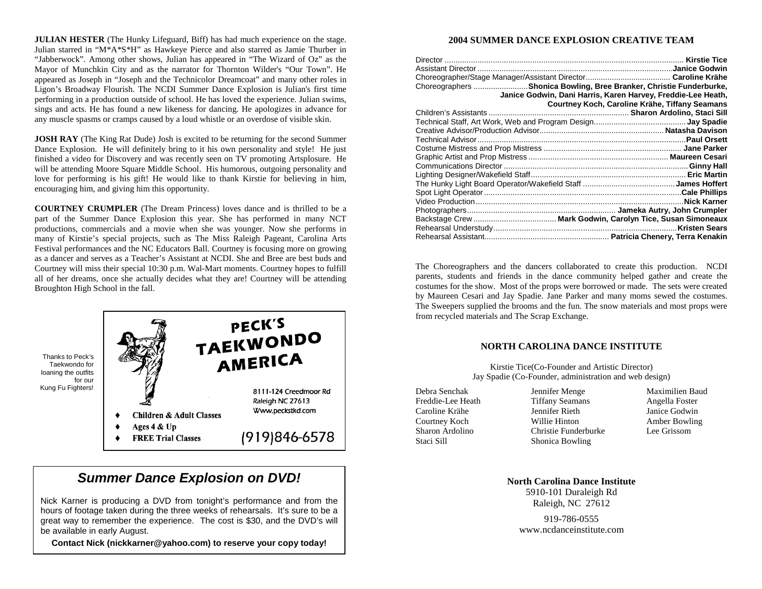**JULIAN HESTER** (The Hunky Lifeguard, Biff) has had much experience on the stage. Julian starred in "M*A*S*H" as Hawkeye Pierce and also starred as Jamie Thurber in "Jabberwock". Among other shows, Julian has appeared in "The Wizard of Oz" as the Mayor of Munchkin City and as the narrator for Thornton Wilder's "Our Town". He appeared as Joseph in "Joseph and the Technicolor Dreamcoat" and many other roles in Ligon's Broadway Flourish. The NCDI Summer Dance Explosion is Julian's first time performing in a production outside of school. He has loved the experience. Julian swims, sings and acts. He has found a new likeness for dancing. He apologizes in advance for any muscle spasms or cramps caused by a loud whistle or an overdose of visible skin.

**JOSH RAY** (The King Rat Dude) Josh is excited to be returning for the second Summer Dance Explosion. He will definitely bring to it his own personality and style! He just finished a video for Discovery and was recently seen on TV promoting Artsplosure. He will be attending Moore Square Middle School. His humorous, outgoing personality and love for performing is his gift! He would like to thank Kirstie for believing in him, encouraging him, and giving him this opportunity.

**COURTNEY CRUMPLER** (The Dream Princess) loves dance and is thrilled to be a part of the Summer Dance Explosion this year. She has performed in many NCT productions, commercials and a movie when she was younger. Now she performs in many of Kirstie's special projects, such as The Miss Raleigh Pageant, Carolina Arts Festival performances and the NC Educators Ball. Courtney is focusing more on growing as a dancer and serves as a Teacher's Assistant at NCDI. She and Bree are best buds and Courtney will miss their special 10:30 p.m. Wal-Mart moments. Courtney hopes to fulfill all of her dreams, once she actually decides what they are! Courtney will be attending Broughton High School in the fall.

Thanks to Peck's Taekwondo for loaning the outfits for our Kung Fu Fighters!

PECK'S TAEKWONDO AMERICA

8111-124 Creedmoor Rd
Raleigh NC 27613
Www.peckstkd.com

- Children & Adult Classes
- Ages 4 & Up
- FREE Trial Classes

(919)846-6578

## *Summer Dance Explosion on DVD!*

Nick Karner is producing a DVD from tonight's performance and from the hours of footage taken during the three weeks of rehearsals. It's sure to be a great way to remember the experience. The cost is $30, and the DVD's will be available in early August.

**Contact Nick (nickkarner@yahoo.com) to reserve your copy today!**

## 2004 SUMMER DANCE EXPLOSION CREATIVE TEAM

Director .......... **Kirstie Tice**
Assistant Director .......... **Janice Godwin**
Choreographer/Stage Manager/Assistant Director .......... **Caroline Krähe**
Choreographers .......... **Shonica Bowling, Bree Branker, Christie Funderburke, Janice Godwin, Dani Harris, Karen Harvey, Freddie-Lee Heath, Courtney Koch, Caroline Krähe, Tiffany Seamans**
Children's Assistants .......... **Sharon Ardolino, Staci Sill**
Technical Staff, Art Work, Web and Program Design .......... **Jay Spadie**
Creative Advisor/Production Advisor .......... **Natasha Davison**
Technical Advisor .......... **Paul Orsett**
Costume Mistress and Prop Mistress .......... **Jane Parker**
Graphic Artist and Prop Mistress .......... **Maureen Cesari**
Communications Director .......... **Ginny Hall**
Lighting Designer/Wakefield Staff .......... **Eric Martin**
The Hunky Light Board Operator/Wakefield Staff .......... **James Hoffert**
Spot Light Operator .......... **Cale Phillips**
Video Production .......... **Nick Karner**
Photographers .......... **Jameka Autry, John Crumpler**
Backstage Crew .......... **Mark Godwin, Carolyn Tice, Susan Simoneaux**
Rehearsal Understudy .......... **Kristen Sears**
Rehearsal Assistant .......... **Patricia Chenery, Terra Kenakin**

The Choreographers and the dancers collaborated to create this production. NCDI parents, students and friends in the dance community helped gather and create the costumes for the show. Most of the props were borrowed or made. The sets were created by Maureen Cesari and Jay Spadie. Jane Parker and many moms sewed the costumes. The Sweepers supplied the brooms and the fun. The snow materials and most props were from recycled materials and The Scrap Exchange.

## NORTH CAROLINA DANCE INSTITUTE

Kirstie Tice(Co-Founder and Artistic Director)
Jay Spadie (Co-Founder, administration and web design)

| | | |
|---|---|---|
| Debra Senchak | Jennifer Menge | Maximilien Baud |
| Freddie-Lee Heath | Tiffany Seamans | Angella Foster |
| Caroline Krähe | Jennifer Rieth | Janice Godwin |
| Courtney Koch | Willie Hinton | Amber Bowling |
| Sharon Ardolino | Christie Funderburke | Lee Grissom |
| Staci Sill | Shonica Bowling | |

**North Carolina Dance Institute**
5910-101 Duraleigh Rd
Raleigh, NC 27612

919-786-0555
www.ncdanceinstitute.com